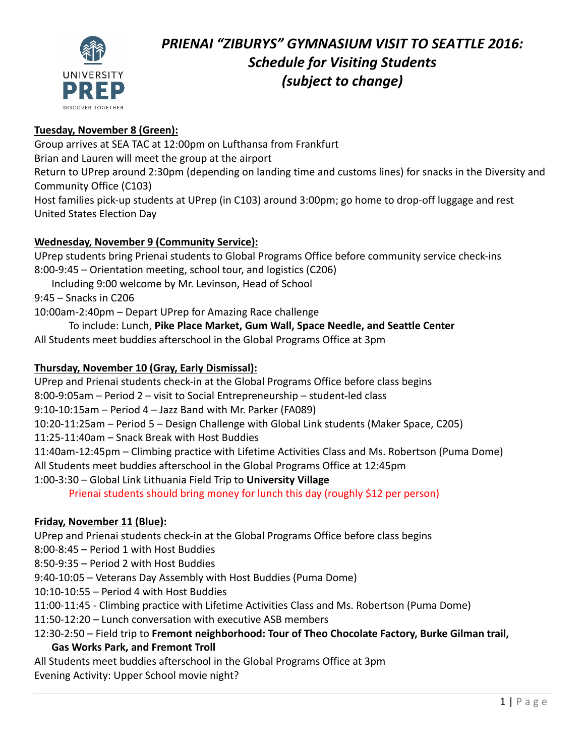# *PRIENAI "ZIBURYS" GYMNASIUM VISIT TO SEATTLE 2016: Schedule for Visiting Students (subject to change)*

## Tuesday, November 8 (Green):

Group arrives at SEA TAC at 12:00pm on Lufthansa from Frankfurt
Brian and Lauren will meet the group at the airport
Return to UPrep around 2:30pm (depending on landing time and customs lines) for snacks in the Diversity and Community Office (C103)
Host families pick-up students at UPrep (in C103) around 3:00pm; go home to drop-off luggage and rest
United States Election Day

## Wednesday, November 9 (Community Service):

UPrep students bring Prienai students to Global Programs Office before community service check-ins
8:00-9:45 – Orientation meeting, school tour, and logistics (C206)
 Including 9:00 welcome by Mr. Levinson, Head of School
9:45 – Snacks in C206
10:00am-2:40pm – Depart UPrep for Amazing Race challenge
 To include: Lunch, **Pike Place Market, Gum Wall, Space Needle, and Seattle Center**
All Students meet buddies afterschool in the Global Programs Office at 3pm

## Thursday, November 10 (Gray, Early Dismissal):

UPrep and Prienai students check-in at the Global Programs Office before class begins
8:00-9:05am – Period 2 – visit to Social Entrepreneurship – student-led class
9:10-10:15am – Period 4 – Jazz Band with Mr. Parker (FA089)
10:20-11:25am – Period 5 – Design Challenge with Global Link students (Maker Space, C205)
11:25-11:40am – Snack Break with Host Buddies
11:40am-12:45pm – Climbing practice with Lifetime Activities Class and Ms. Robertson (Puma Dome)
All Students meet buddies afterschool in the Global Programs Office at 12:45pm
1:00-3:30 – Global Link Lithuania Field Trip to **University Village**
 Prienai students should bring money for lunch this day (roughly $12 per person)

## Friday, November 11 (Blue):

UPrep and Prienai students check-in at the Global Programs Office before class begins
8:00-8:45 – Period 1 with Host Buddies
8:50-9:35 – Period 2 with Host Buddies
9:40-10:05 – Veterans Day Assembly with Host Buddies (Puma Dome)
10:10-10:55 – Period 4 with Host Buddies
11:00-11:45 - Climbing practice with Lifetime Activities Class and Ms. Robertson (Puma Dome)
11:50-12:20 – Lunch conversation with executive ASB members
12:30-2:50 – Field trip to **Fremont neighborhood: Tour of Theo Chocolate Factory, Burke Gilman trail, Gas Works Park, and Fremont Troll**
All Students meet buddies afterschool in the Global Programs Office at 3pm
Evening Activity: Upper School movie night?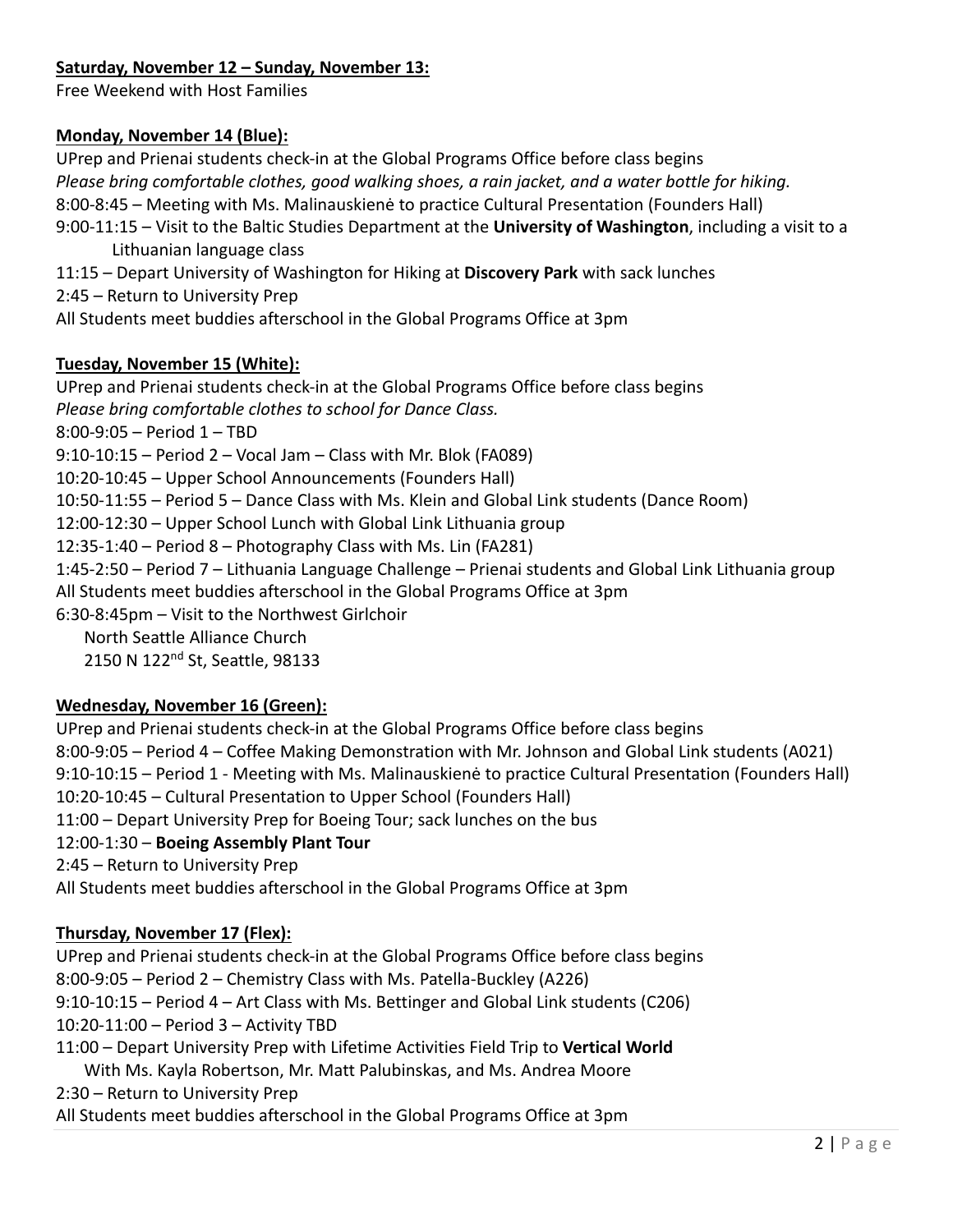**Saturday, November 12 – Sunday, November 13:**

Free Weekend with Host Families

**Monday, November 14 (Blue):**

UPrep and Prienai students check-in at the Global Programs Office before class begins

*Please bring comfortable clothes, good walking shoes, a rain jacket, and a water bottle for hiking.*

8:00-8:45 – Meeting with Ms. Malinauskienė to practice Cultural Presentation (Founders Hall)

9:00-11:15 – Visit to the Baltic Studies Department at the **University of Washington**, including a visit to a Lithuanian language class

11:15 – Depart University of Washington for Hiking at **Discovery Park** with sack lunches

2:45 – Return to University Prep

All Students meet buddies afterschool in the Global Programs Office at 3pm

**Tuesday, November 15 (White):**

UPrep and Prienai students check-in at the Global Programs Office before class begins

*Please bring comfortable clothes to school for Dance Class.*

8:00-9:05 – Period 1 – TBD

9:10-10:15 – Period 2 – Vocal Jam – Class with Mr. Blok (FA089)

10:20-10:45 – Upper School Announcements (Founders Hall)

10:50-11:55 – Period 5 – Dance Class with Ms. Klein and Global Link students (Dance Room)

12:00-12:30 – Upper School Lunch with Global Link Lithuania group

12:35-1:40 – Period 8 – Photography Class with Ms. Lin (FA281)

1:45-2:50 – Period 7 – Lithuania Language Challenge – Prienai students and Global Link Lithuania group

All Students meet buddies afterschool in the Global Programs Office at 3pm

6:30-8:45pm – Visit to the Northwest Girlchoir
North Seattle Alliance Church
2150 N 122nd St, Seattle, 98133

**Wednesday, November 16 (Green):**

UPrep and Prienai students check-in at the Global Programs Office before class begins

8:00-9:05 – Period 4 – Coffee Making Demonstration with Mr. Johnson and Global Link students (A021)

9:10-10:15 – Period 1 - Meeting with Ms. Malinauskienė to practice Cultural Presentation (Founders Hall)

10:20-10:45 – Cultural Presentation to Upper School (Founders Hall)

11:00 – Depart University Prep for Boeing Tour; sack lunches on the bus

12:00-1:30 – **Boeing Assembly Plant Tour**

2:45 – Return to University Prep

All Students meet buddies afterschool in the Global Programs Office at 3pm

**Thursday, November 17 (Flex):**

UPrep and Prienai students check-in at the Global Programs Office before class begins

8:00-9:05 – Period 2 – Chemistry Class with Ms. Patella-Buckley (A226)

9:10-10:15 – Period 4 – Art Class with Ms. Bettinger and Global Link students (C206)

10:20-11:00 – Period 3 – Activity TBD

11:00 – Depart University Prep with Lifetime Activities Field Trip to **Vertical World**
With Ms. Kayla Robertson, Mr. Matt Palubinskas, and Ms. Andrea Moore

2:30 – Return to University Prep

All Students meet buddies afterschool in the Global Programs Office at 3pm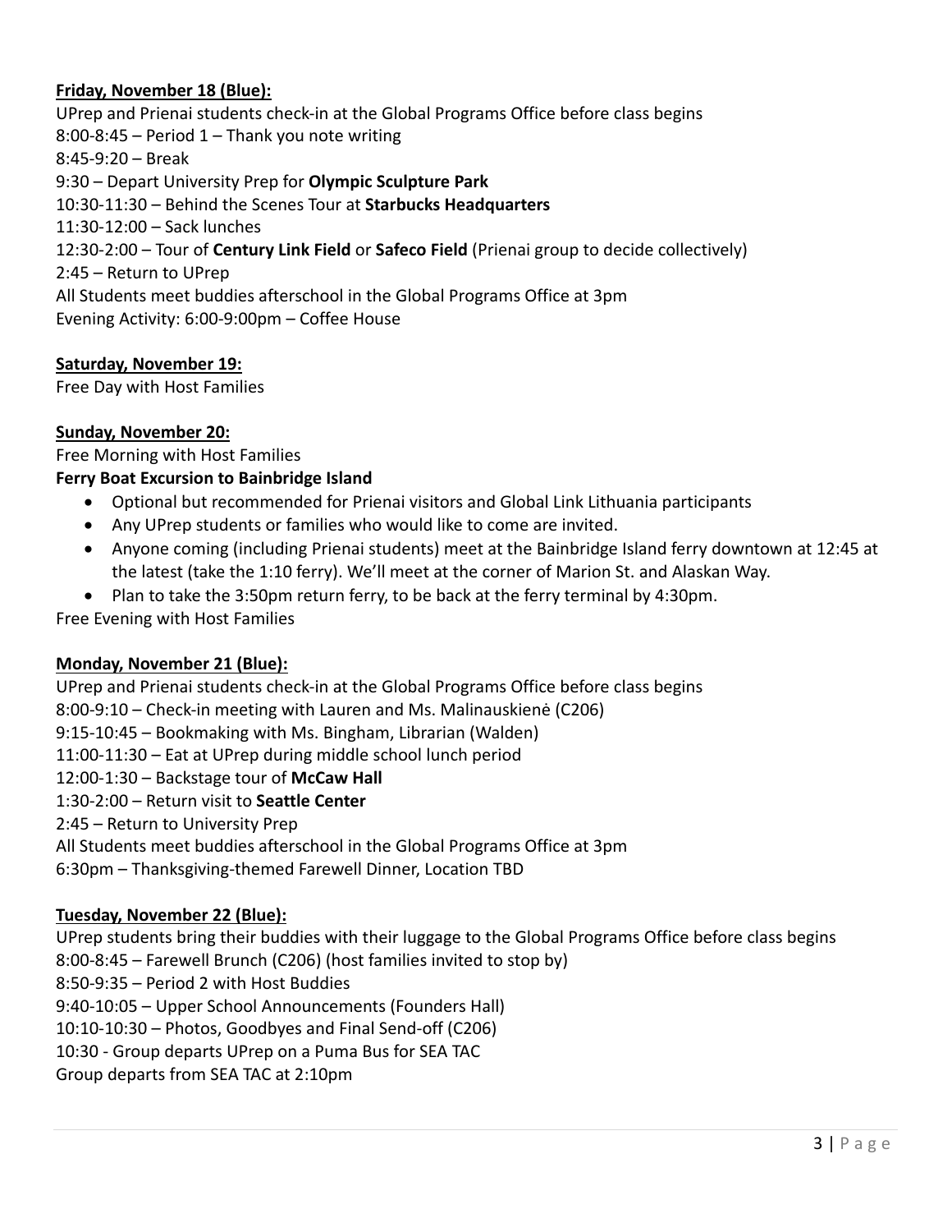**Friday, November 18 (Blue):**

UPrep and Prienai students check-in at the Global Programs Office before class begins
8:00-8:45 – Period 1 – Thank you note writing
8:45-9:20 – Break
9:30 – Depart University Prep for **Olympic Sculpture Park**
10:30-11:30 – Behind the Scenes Tour at **Starbucks Headquarters**
11:30-12:00 – Sack lunches
12:30-2:00 – Tour of **Century Link Field** or **Safeco Field** (Prienai group to decide collectively)
2:45 – Return to UPrep
All Students meet buddies afterschool in the Global Programs Office at 3pm
Evening Activity: 6:00-9:00pm – Coffee House

**Saturday, November 19:**

Free Day with Host Families

**Sunday, November 20:**

Free Morning with Host Families
**Ferry Boat Excursion to Bainbridge Island**

- Optional but recommended for Prienai visitors and Global Link Lithuania participants
- Any UPrep students or families who would like to come are invited.
- Anyone coming (including Prienai students) meet at the Bainbridge Island ferry downtown at 12:45 at the latest (take the 1:10 ferry). We'll meet at the corner of Marion St. and Alaskan Way.
- Plan to take the 3:50pm return ferry, to be back at the ferry terminal by 4:30pm.

Free Evening with Host Families

**Monday, November 21 (Blue):**

UPrep and Prienai students check-in at the Global Programs Office before class begins
8:00-9:10 – Check-in meeting with Lauren and Ms. Malinauskienė (C206)
9:15-10:45 – Bookmaking with Ms. Bingham, Librarian (Walden)
11:00-11:30 – Eat at UPrep during middle school lunch period
12:00-1:30 – Backstage tour of **McCaw Hall**
1:30-2:00 – Return visit to **Seattle Center**
2:45 – Return to University Prep
All Students meet buddies afterschool in the Global Programs Office at 3pm
6:30pm – Thanksgiving-themed Farewell Dinner, Location TBD

**Tuesday, November 22 (Blue):**

UPrep students bring their buddies with their luggage to the Global Programs Office before class begins
8:00-8:45 – Farewell Brunch (C206) (host families invited to stop by)
8:50-9:35 – Period 2 with Host Buddies
9:40-10:05 – Upper School Announcements (Founders Hall)
10:10-10:30 – Photos, Goodbyes and Final Send-off (C206)
10:30 - Group departs UPrep on a Puma Bus for SEA TAC
Group departs from SEA TAC at 2:10pm